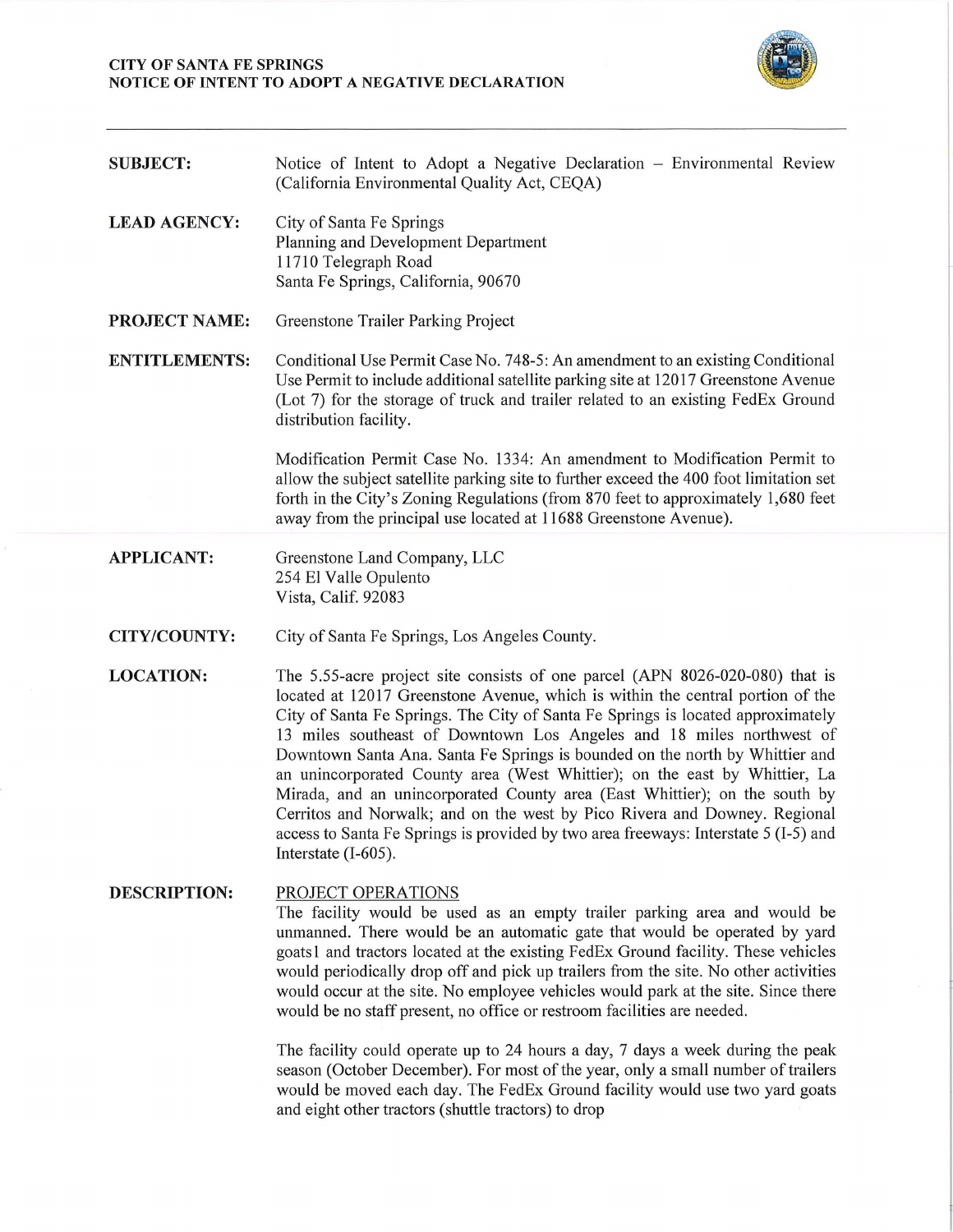**CITY OF SANTA FE SPRINGS**
**NOTICE OF INTENT TO ADOPT A NEGATIVE DECLARATION**

---

**SUBJECT:** Notice of Intent to Adopt a Negative Declaration – Environmental Review (California Environmental Quality Act, CEQA)

**LEAD AGENCY:** City of Santa Fe Springs
Planning and Development Department
11710 Telegraph Road
Santa Fe Springs, California, 90670

**PROJECT NAME:** Greenstone Trailer Parking Project

**ENTITLEMENTS:** Conditional Use Permit Case No. 748-5: An amendment to an existing Conditional Use Permit to include additional satellite parking site at 12017 Greenstone Avenue (Lot 7) for the storage of truck and trailer related to an existing FedEx Ground distribution facility.

Modification Permit Case No. 1334: An amendment to Modification Permit to allow the subject satellite parking site to further exceed the 400 foot limitation set forth in the City's Zoning Regulations (from 870 feet to approximately 1,680 feet away from the principal use located at 11688 Greenstone Avenue).

**APPLICANT:** Greenstone Land Company, LLC
254 El Valle Opulento
Vista, Calif. 92083

**CITY/COUNTY:** City of Santa Fe Springs, Los Angeles County.

**LOCATION:** The 5.55-acre project site consists of one parcel (APN 8026-020-080) that is located at 12017 Greenstone Avenue, which is within the central portion of the City of Santa Fe Springs. The City of Santa Fe Springs is located approximately 13 miles southeast of Downtown Los Angeles and 18 miles northwest of Downtown Santa Ana. Santa Fe Springs is bounded on the north by Whittier and an unincorporated County area (West Whittier); on the east by Whittier, La Mirada, and an unincorporated County area (East Whittier); on the south by Cerritos and Norwalk; and on the west by Pico Rivera and Downey. Regional access to Santa Fe Springs is provided by two area freeways: Interstate 5 (I-5) and Interstate (I-605).

**DESCRIPTION:** PROJECT OPERATIONS

The facility would be used as an empty trailer parking area and would be unmanned. There would be an automatic gate that would be operated by yard goats1 and tractors located at the existing FedEx Ground facility. These vehicles would periodically drop off and pick up trailers from the site. No other activities would occur at the site. No employee vehicles would park at the site. Since there would be no staff present, no office or restroom facilities are needed.

The facility could operate up to 24 hours a day, 7 days a week during the peak season (October December). For most of the year, only a small number of trailers would be moved each day. The FedEx Ground facility would use two yard goats and eight other tractors (shuttle tractors) to drop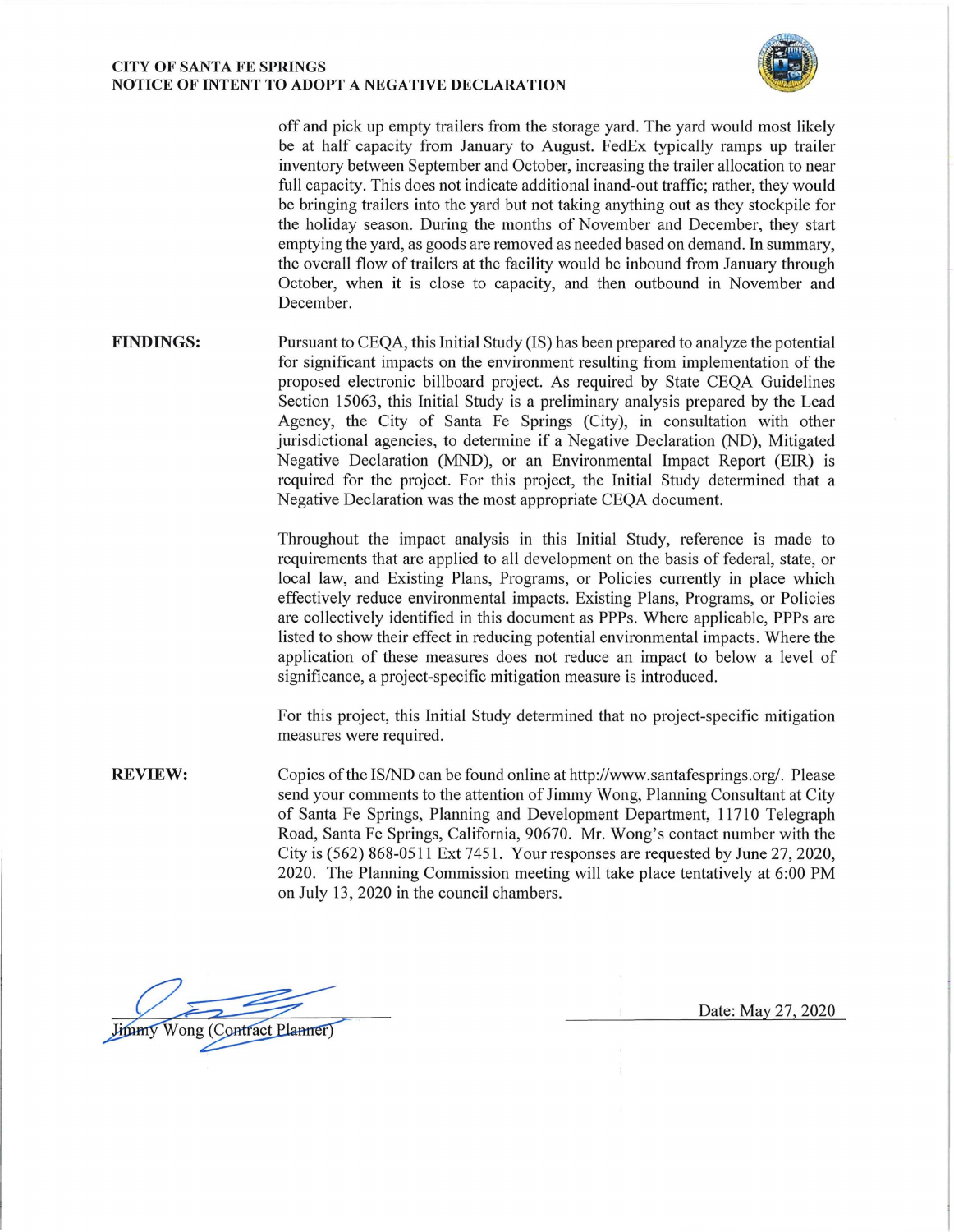off and pick up empty trailers from the storage yard. The yard would most likely be at half capacity from January to August. FedEx typically ramps up trailer inventory between September and October, increasing the trailer allocation to near full capacity. This does not indicate additional inand-out traffic; rather, they would be bringing trailers into the yard but not taking anything out as they stockpile for the holiday season. During the months of November and December, they start emptying the yard, as goods are removed as needed based on demand. In summary, the overall flow of trailers at the facility would be inbound from January through October, when it is close to capacity, and then outbound in November and December.

**FINDINGS:**

Pursuant to CEQA, this Initial Study (IS) has been prepared to analyze the potential for significant impacts on the environment resulting from implementation of the proposed electronic billboard project. As required by State CEQA Guidelines Section 15063, this Initial Study is a preliminary analysis prepared by the Lead Agency, the City of Santa Fe Springs (City), in consultation with other jurisdictional agencies, to determine if a Negative Declaration (ND), Mitigated Negative Declaration (MND), or an Environmental Impact Report (EIR) is required for the project. For this project, the Initial Study determined that a Negative Declaration was the most appropriate CEQA document.

Throughout the impact analysis in this Initial Study, reference is made to requirements that are applied to all development on the basis of federal, state, or local law, and Existing Plans, Programs, or Policies currently in place which effectively reduce environmental impacts. Existing Plans, Programs, or Policies are collectively identified in this document as PPPs. Where applicable, PPPs are listed to show their effect in reducing potential environmental impacts. Where the application of these measures does not reduce an impact to below a level of significance, a project-specific mitigation measure is introduced.

For this project, this Initial Study determined that no project-specific mitigation measures were required.

**REVIEW:**

Copies of the IS/ND can be found online at http://www.santafesprings.org/. Please send your comments to the attention of Jimmy Wong, Planning Consultant at City of Santa Fe Springs, Planning and Development Department, 11710 Telegraph Road, Santa Fe Springs, California, 90670. Mr. Wong's contact number with the City is (562) 868-0511 Ext 7451. Your responses are requested by June 27, 2020, 2020. The Planning Commission meeting will take place tentatively at 6:00 PM on July 13, 2020 in the council chambers.

Jimmy Wong (Contract Planner)

Date: May 27, 2020